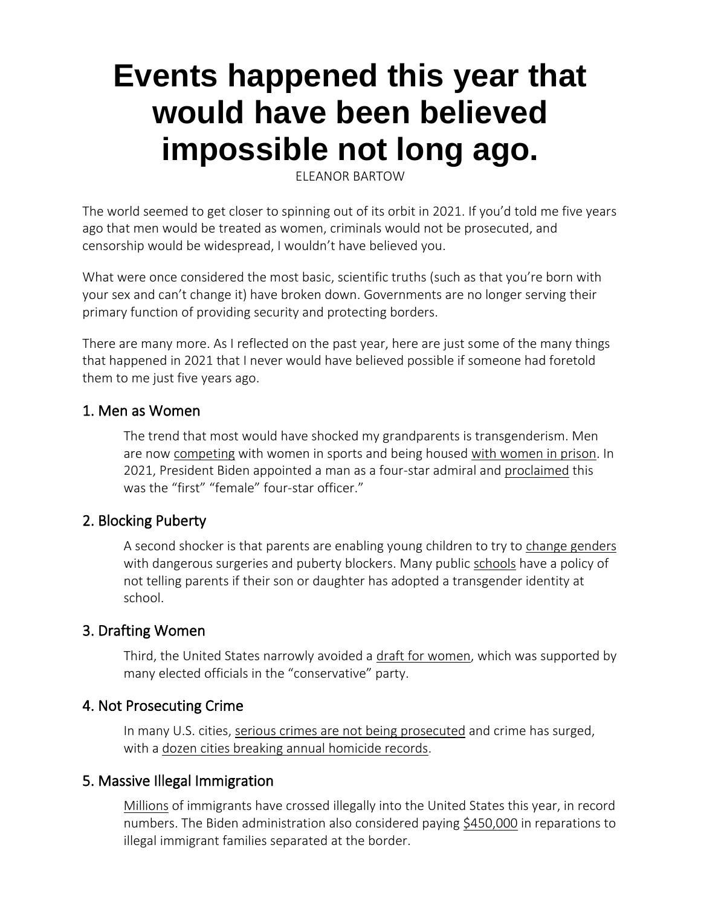# Events happened this year that would have been believed impossible not long ago.

ELEANOR BARTOW

The world seemed to get closer to spinning out of its orbit in 2021. If you'd told me five years ago that men would be treated as women, criminals would not be prosecuted, and censorship would be widespread, I wouldn't have believed you.

What were once considered the most basic, scientific truths (such as that you're born with your sex and can't change it) have broken down. Governments are no longer serving their primary function of providing security and protecting borders.

There are many more. As I reflected on the past year, here are just some of the many things that happened in 2021 that I never would have believed possible if someone had foretold them to me just five years ago.

## 1. Men as Women

The trend that most would have shocked my grandparents is transgenderism. Men are now competing with women in sports and being housed with women in prison. In 2021, President Biden appointed a man as a four-star admiral and proclaimed this was the "first" "female" four-star officer."

## 2. Blocking Puberty

A second shocker is that parents are enabling young children to try to change genders with dangerous surgeries and puberty blockers. Many public schools have a policy of not telling parents if their son or daughter has adopted a transgender identity at school.

## 3. Drafting Women

Third, the United States narrowly avoided a draft for women, which was supported by many elected officials in the "conservative" party.

## 4. Not Prosecuting Crime

In many U.S. cities, serious crimes are not being prosecuted and crime has surged, with a dozen cities breaking annual homicide records.

## 5. Massive Illegal Immigration

Millions of immigrants have crossed illegally into the United States this year, in record numbers. The Biden administration also considered paying $450,000 in reparations to illegal immigrant families separated at the border.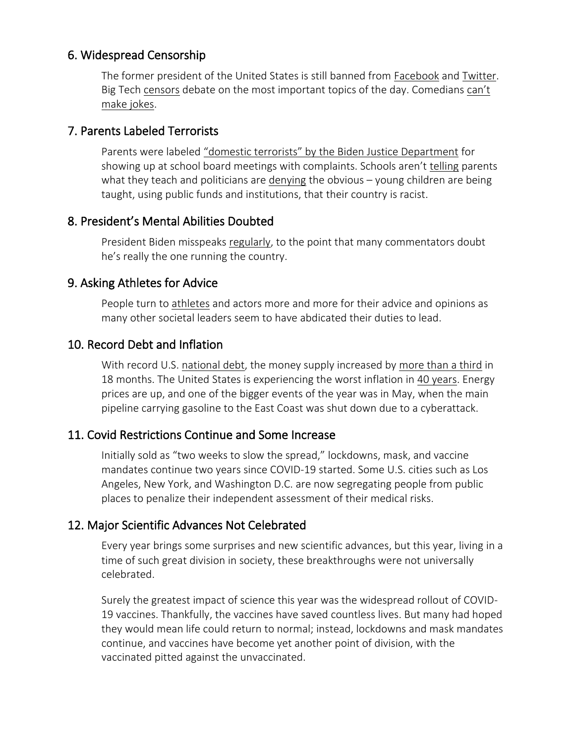## 6. Widespread Censorship

The former president of the United States is still banned from Facebook and Twitter. Big Tech censors debate on the most important topics of the day. Comedians can't make jokes.

## 7. Parents Labeled Terrorists

Parents were labeled "domestic terrorists" by the Biden Justice Department for showing up at school board meetings with complaints. Schools aren't telling parents what they teach and politicians are denying the obvious – young children are being taught, using public funds and institutions, that their country is racist.

## 8. President's Mental Abilities Doubted

President Biden misspeaks regularly, to the point that many commentators doubt he's really the one running the country.

## 9. Asking Athletes for Advice

People turn to athletes and actors more and more for their advice and opinions as many other societal leaders seem to have abdicated their duties to lead.

## 10. Record Debt and Inflation

With record U.S. national debt, the money supply increased by more than a third in 18 months. The United States is experiencing the worst inflation in 40 years. Energy prices are up, and one of the bigger events of the year was in May, when the main pipeline carrying gasoline to the East Coast was shut down due to a cyberattack.

## 11. Covid Restrictions Continue and Some Increase

Initially sold as "two weeks to slow the spread," lockdowns, mask, and vaccine mandates continue two years since COVID-19 started. Some U.S. cities such as Los Angeles, New York, and Washington D.C. are now segregating people from public places to penalize their independent assessment of their medical risks.

## 12. Major Scientific Advances Not Celebrated

Every year brings some surprises and new scientific advances, but this year, living in a time of such great division in society, these breakthroughs were not universally celebrated.

Surely the greatest impact of science this year was the widespread rollout of COVID-19 vaccines. Thankfully, the vaccines have saved countless lives. But many had hoped they would mean life could return to normal; instead, lockdowns and mask mandates continue, and vaccines have become yet another point of division, with the vaccinated pitted against the unvaccinated.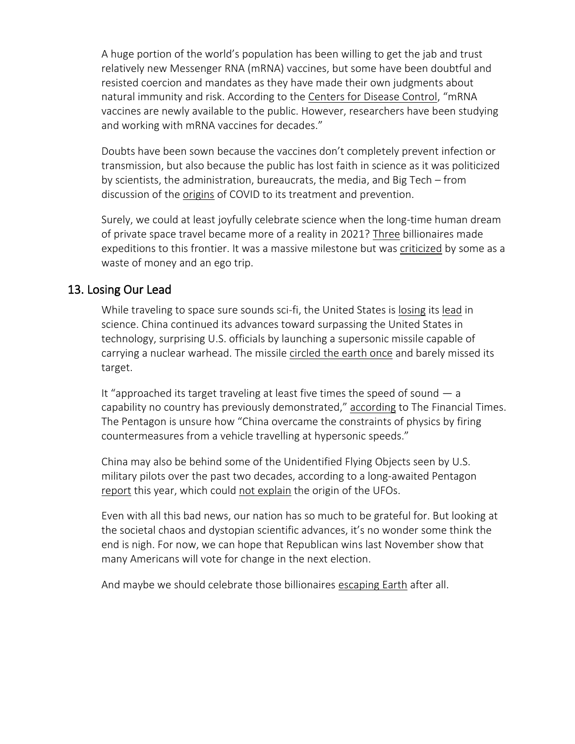A huge portion of the world's population has been willing to get the jab and trust relatively new Messenger RNA (mRNA) vaccines, but some have been doubtful and resisted coercion and mandates as they have made their own judgments about natural immunity and risk. According to the Centers for Disease Control, "mRNA vaccines are newly available to the public. However, researchers have been studying and working with mRNA vaccines for decades."

Doubts have been sown because the vaccines don't completely prevent infection or transmission, but also because the public has lost faith in science as it was politicized by scientists, the administration, bureaucrats, the media, and Big Tech – from discussion of the origins of COVID to its treatment and prevention.

Surely, we could at least joyfully celebrate science when the long-time human dream of private space travel became more of a reality in 2021? Three billionaires made expeditions to this frontier. It was a massive milestone but was criticized by some as a waste of money and an ego trip.

## 13. Losing Our Lead

While traveling to space sure sounds sci-fi, the United States is losing its lead in science. China continued its advances toward surpassing the United States in technology, surprising U.S. officials by launching a supersonic missile capable of carrying a nuclear warhead. The missile circled the earth once and barely missed its target.

It "approached its target traveling at least five times the speed of sound — a capability no country has previously demonstrated," according to The Financial Times. The Pentagon is unsure how "China overcame the constraints of physics by firing countermeasures from a vehicle travelling at hypersonic speeds."

China may also be behind some of the Unidentified Flying Objects seen by U.S. military pilots over the past two decades, according to a long-awaited Pentagon report this year, which could not explain the origin of the UFOs.

Even with all this bad news, our nation has so much to be grateful for. But looking at the societal chaos and dystopian scientific advances, it's no wonder some think the end is nigh. For now, we can hope that Republican wins last November show that many Americans will vote for change in the next election.

And maybe we should celebrate those billionaires escaping Earth after all.